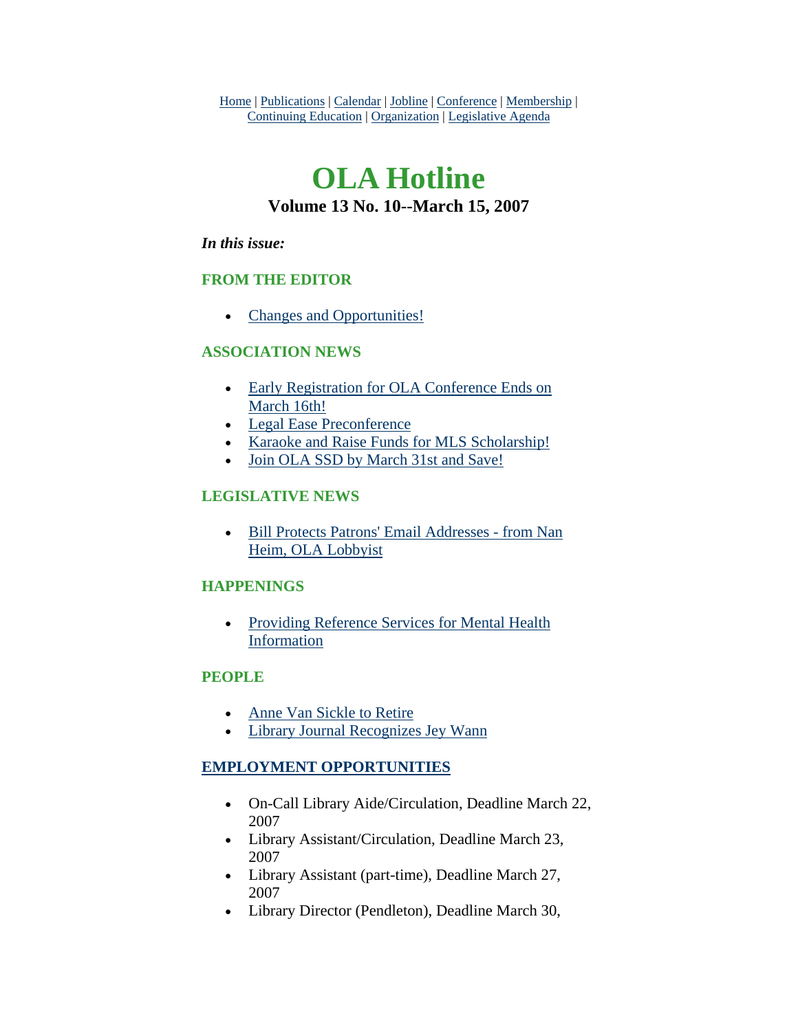Home | Publications | Calendar | Jobline | Conference | Membership | Continuing Education | Organization | Legislative Agenda

# OLA Hotline

### Volume 13 No. 10--March 15, 2007

***In this issue:***

### FROM THE EDITOR

- Changes and Opportunities!

### ASSOCIATION NEWS

- Early Registration for OLA Conference Ends on March 16th!
- Legal Ease Preconference
- Karaoke and Raise Funds for MLS Scholarship!
- Join OLA SSD by March 31st and Save!

### LEGISLATIVE NEWS

- Bill Protects Patrons' Email Addresses - from Nan Heim, OLA Lobbyist

### HAPPENINGS

- Providing Reference Services for Mental Health Information

### PEOPLE

- Anne Van Sickle to Retire
- Library Journal Recognizes Jey Wann

### EMPLOYMENT OPPORTUNITIES

- On-Call Library Aide/Circulation, Deadline March 22, 2007
- Library Assistant/Circulation, Deadline March 23, 2007
- Library Assistant (part-time), Deadline March 27, 2007
- Library Director (Pendleton), Deadline March 30,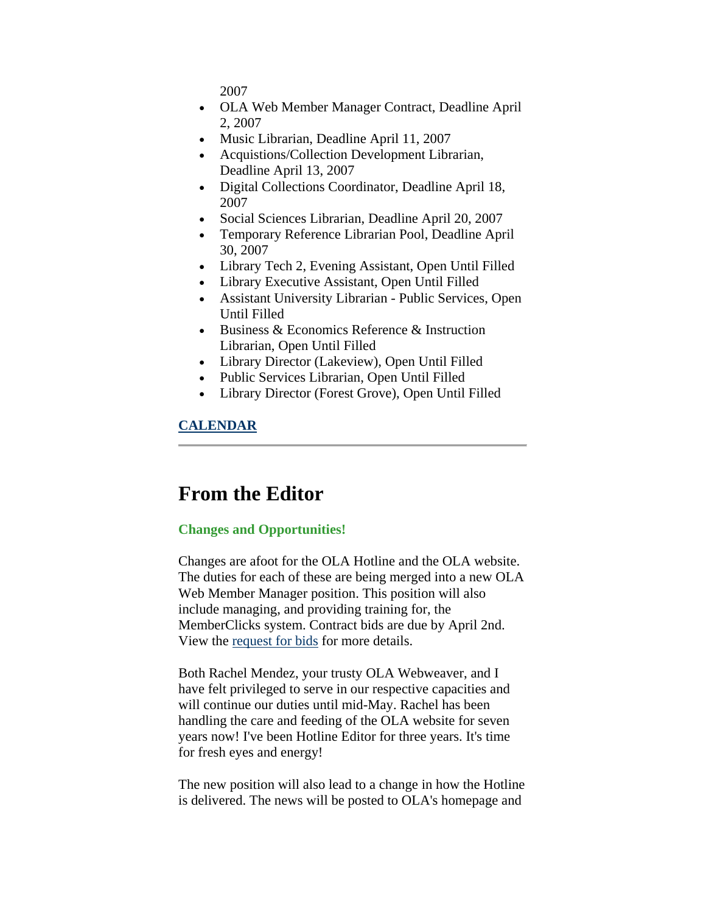2007

- OLA Web Member Manager Contract, Deadline April 2, 2007
- Music Librarian, Deadline April 11, 2007
- Acquistions/Collection Development Librarian, Deadline April 13, 2007
- Digital Collections Coordinator, Deadline April 18, 2007
- Social Sciences Librarian, Deadline April 20, 2007
- Temporary Reference Librarian Pool, Deadline April 30, 2007
- Library Tech 2, Evening Assistant, Open Until Filled
- Library Executive Assistant, Open Until Filled
- Assistant University Librarian - Public Services, Open Until Filled
- Business & Economics Reference & Instruction Librarian, Open Until Filled
- Library Director (Lakeview), Open Until Filled
- Public Services Librarian, Open Until Filled
- Library Director (Forest Grove), Open Until Filled

**CALENDAR**

---

# From the Editor

**Changes and Opportunities!**

Changes are afoot for the OLA Hotline and the OLA website. The duties for each of these are being merged into a new OLA Web Member Manager position. This position will also include managing, and providing training for, the MemberClicks system. Contract bids are due by April 2nd. View the request for bids for more details.

Both Rachel Mendez, your trusty OLA Webweaver, and I have felt privileged to serve in our respective capacities and will continue our duties until mid-May. Rachel has been handling the care and feeding of the OLA website for seven years now! I've been Hotline Editor for three years. It's time for fresh eyes and energy!

The new position will also lead to a change in how the Hotline is delivered. The news will be posted to OLA's homepage and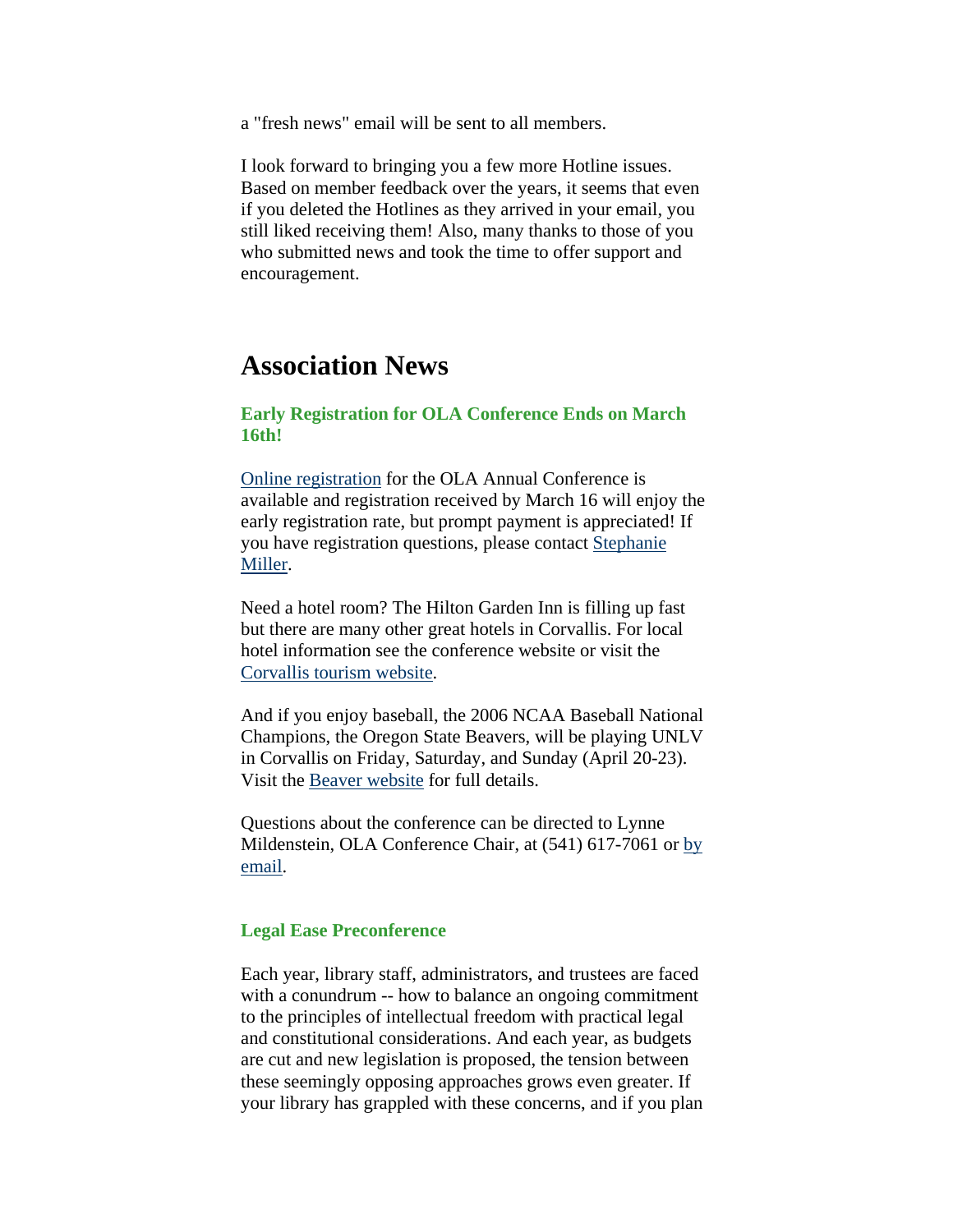a "fresh news" email will be sent to all members.

I look forward to bringing you a few more Hotline issues. Based on member feedback over the years, it seems that even if you deleted the Hotlines as they arrived in your email, you still liked receiving them! Also, many thanks to those of you who submitted news and took the time to offer support and encouragement.

## Association News

### Early Registration for OLA Conference Ends on March 16th!

Online registration for the OLA Annual Conference is available and registration received by March 16 will enjoy the early registration rate, but prompt payment is appreciated! If you have registration questions, please contact Stephanie Miller.

Need a hotel room? The Hilton Garden Inn is filling up fast but there are many other great hotels in Corvallis. For local hotel information see the conference website or visit the Corvallis tourism website.

And if you enjoy baseball, the 2006 NCAA Baseball National Champions, the Oregon State Beavers, will be playing UNLV in Corvallis on Friday, Saturday, and Sunday (April 20-23). Visit the Beaver website for full details.

Questions about the conference can be directed to Lynne Mildenstein, OLA Conference Chair, at (541) 617-7061 or by email.

### Legal Ease Preconference

Each year, library staff, administrators, and trustees are faced with a conundrum -- how to balance an ongoing commitment to the principles of intellectual freedom with practical legal and constitutional considerations. And each year, as budgets are cut and new legislation is proposed, the tension between these seemingly opposing approaches grows even greater. If your library has grappled with these concerns, and if you plan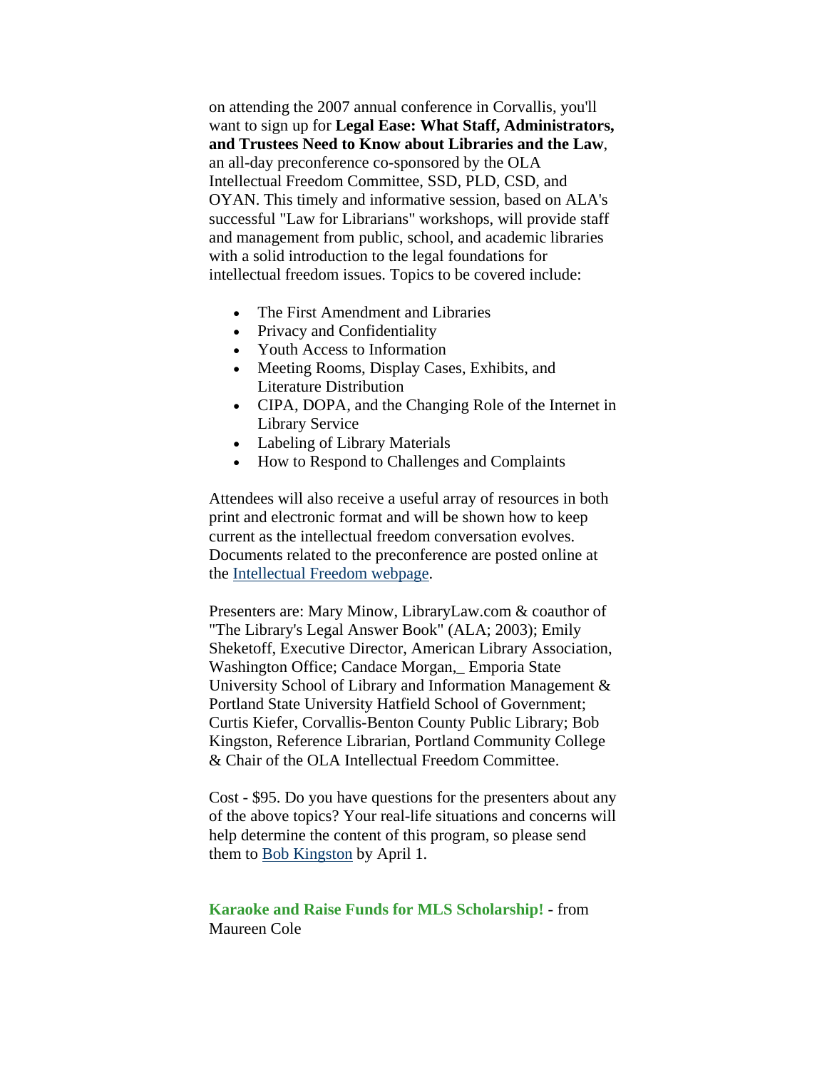on attending the 2007 annual conference in Corvallis, you'll want to sign up for **Legal Ease: What Staff, Administrators, and Trustees Need to Know about Libraries and the Law**, an all-day preconference co-sponsored by the OLA Intellectual Freedom Committee, SSD, PLD, CSD, and OYAN. This timely and informative session, based on ALA's successful "Law for Librarians" workshops, will provide staff and management from public, school, and academic libraries with a solid introduction to the legal foundations for intellectual freedom issues. Topics to be covered include:

- The First Amendment and Libraries
- Privacy and Confidentiality
- Youth Access to Information
- Meeting Rooms, Display Cases, Exhibits, and Literature Distribution
- CIPA, DOPA, and the Changing Role of the Internet in Library Service
- Labeling of Library Materials
- How to Respond to Challenges and Complaints

Attendees will also receive a useful array of resources in both print and electronic format and will be shown how to keep current as the intellectual freedom conversation evolves. Documents related to the preconference are posted online at the Intellectual Freedom webpage.

Presenters are: Mary Minow, LibraryLaw.com & coauthor of "The Library's Legal Answer Book" (ALA; 2003); Emily Sheketoff, Executive Director, American Library Association, Washington Office; Candace Morgan,_ Emporia State University School of Library and Information Management & Portland State University Hatfield School of Government; Curtis Kiefer, Corvallis-Benton County Public Library; Bob Kingston, Reference Librarian, Portland Community College & Chair of the OLA Intellectual Freedom Committee.

Cost - $95. Do you have questions for the presenters about any of the above topics? Your real-life situations and concerns will help determine the content of this program, so please send them to Bob Kingston by April 1.

**Karaoke and Raise Funds for MLS Scholarship!** - from Maureen Cole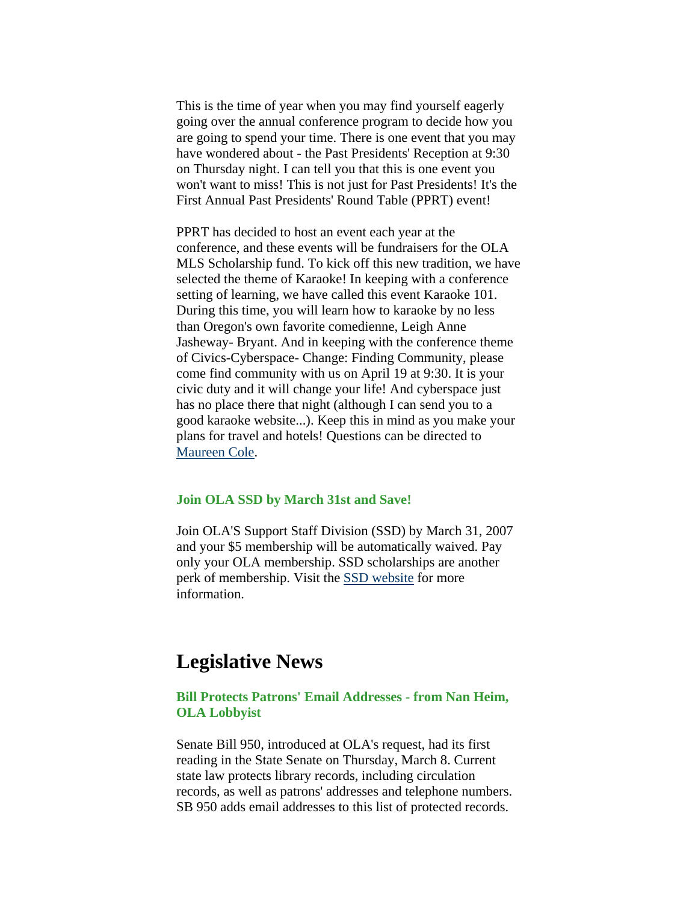This is the time of year when you may find yourself eagerly going over the annual conference program to decide how you are going to spend your time. There is one event that you may have wondered about - the Past Presidents' Reception at 9:30 on Thursday night. I can tell you that this is one event you won't want to miss! This is not just for Past Presidents! It's the First Annual Past Presidents' Round Table (PPRT) event!

PPRT has decided to host an event each year at the conference, and these events will be fundraisers for the OLA MLS Scholarship fund. To kick off this new tradition, we have selected the theme of Karaoke! In keeping with a conference setting of learning, we have called this event Karaoke 101. During this time, you will learn how to karaoke by no less than Oregon's own favorite comedienne, Leigh Anne Jasheway- Bryant. And in keeping with the conference theme of Civics-Cyberspace- Change: Finding Community, please come find community with us on April 19 at 9:30. It is your civic duty and it will change your life! And cyberspace just has no place there that night (although I can send you to a good karaoke website...). Keep this in mind as you make your plans for travel and hotels! Questions can be directed to [Maureen Cole](#).

### Join OLA SSD by March 31st and Save!

Join OLA'S Support Staff Division (SSD) by March 31, 2007 and your $5 membership will be automatically waived. Pay only your OLA membership. SSD scholarships are another perk of membership. Visit the [SSD website](#) for more information.

## Legislative News

### Bill Protects Patrons' Email Addresses - from Nan Heim, OLA Lobbyist

Senate Bill 950, introduced at OLA's request, had its first reading in the State Senate on Thursday, March 8. Current state law protects library records, including circulation records, as well as patrons' addresses and telephone numbers. SB 950 adds email addresses to this list of protected records.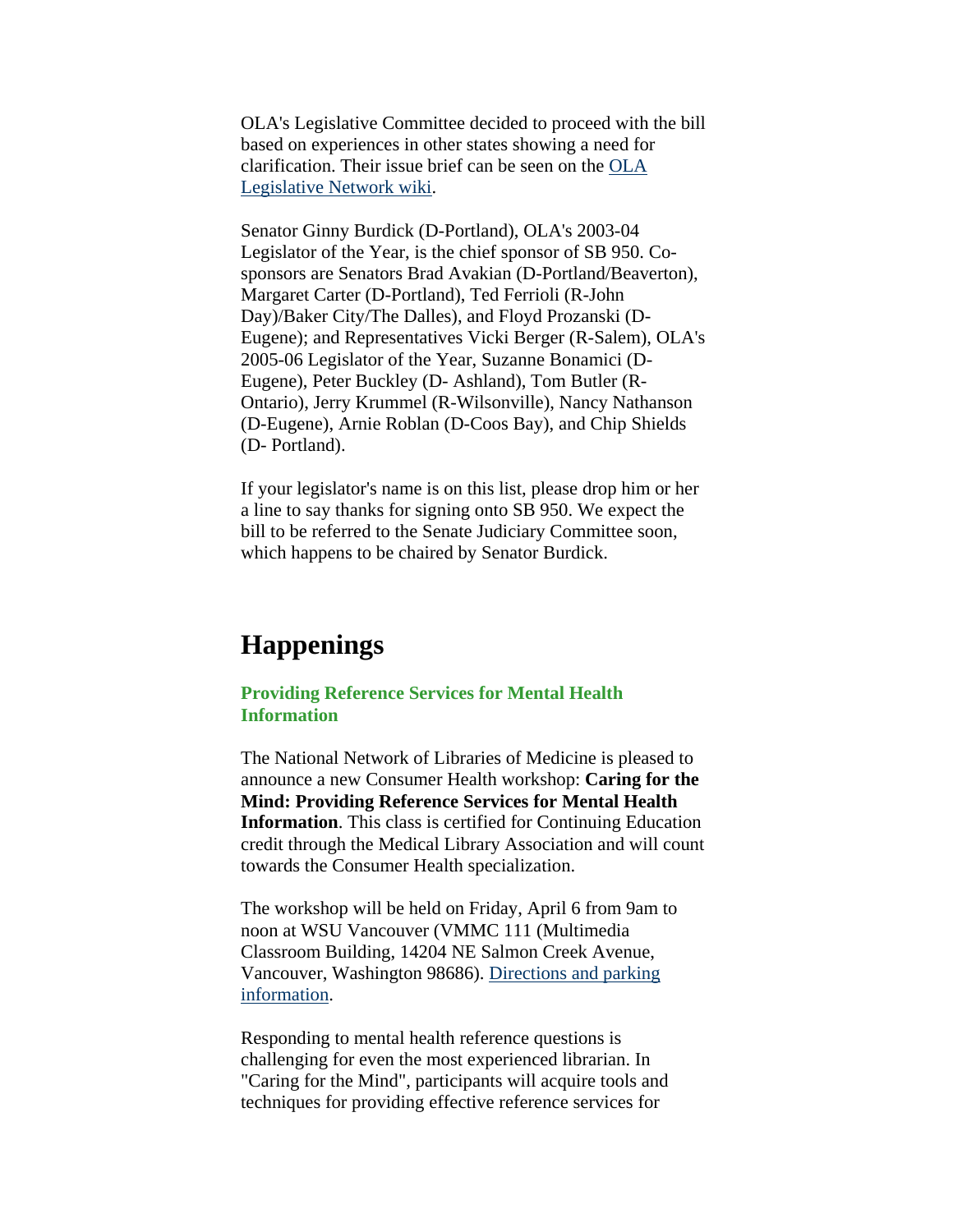OLA's Legislative Committee decided to proceed with the bill based on experiences in other states showing a need for clarification. Their issue brief can be seen on the OLA Legislative Network wiki.

Senator Ginny Burdick (D-Portland), OLA's 2003-04 Legislator of the Year, is the chief sponsor of SB 950. Co-sponsors are Senators Brad Avakian (D-Portland/Beaverton), Margaret Carter (D-Portland), Ted Ferrioli (R-John Day)/Baker City/The Dalles), and Floyd Prozanski (D-Eugene); and Representatives Vicki Berger (R-Salem), OLA's 2005-06 Legislator of the Year, Suzanne Bonamici (D-Eugene), Peter Buckley (D- Ashland), Tom Butler (R-Ontario), Jerry Krummel (R-Wilsonville), Nancy Nathanson (D-Eugene), Arnie Roblan (D-Coos Bay), and Chip Shields (D- Portland).

If your legislator's name is on this list, please drop him or her a line to say thanks for signing onto SB 950. We expect the bill to be referred to the Senate Judiciary Committee soon, which happens to be chaired by Senator Burdick.

# Happenings

### Providing Reference Services for Mental Health Information

The National Network of Libraries of Medicine is pleased to announce a new Consumer Health workshop: **Caring for the Mind: Providing Reference Services for Mental Health Information**. This class is certified for Continuing Education credit through the Medical Library Association and will count towards the Consumer Health specialization.

The workshop will be held on Friday, April 6 from 9am to noon at WSU Vancouver (VMMC 111 (Multimedia Classroom Building, 14204 NE Salmon Creek Avenue, Vancouver, Washington 98686). Directions and parking information.

Responding to mental health reference questions is challenging for even the most experienced librarian. In "Caring for the Mind", participants will acquire tools and techniques for providing effective reference services for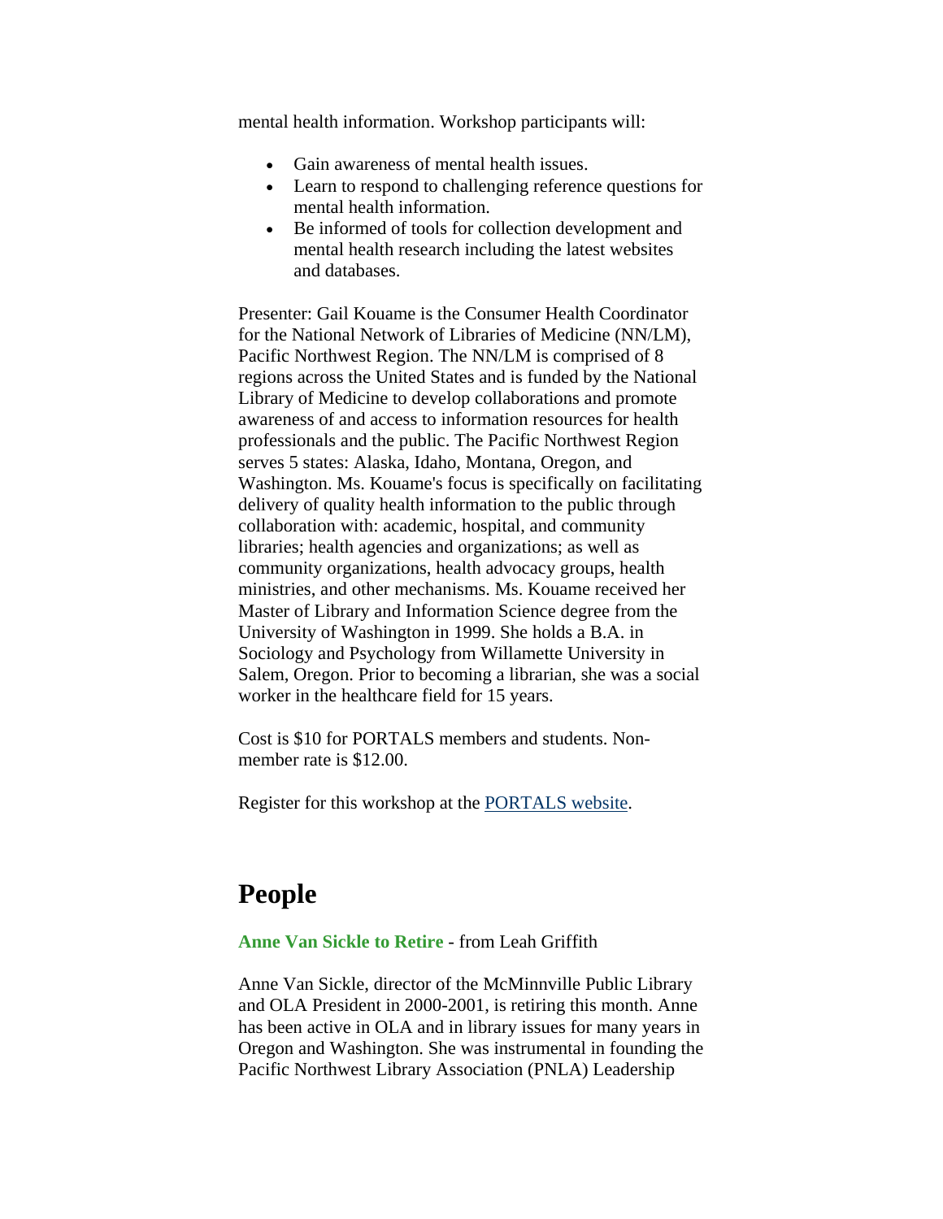mental health information. Workshop participants will:

- Gain awareness of mental health issues.
- Learn to respond to challenging reference questions for mental health information.
- Be informed of tools for collection development and mental health research including the latest websites and databases.

Presenter: Gail Kouame is the Consumer Health Coordinator for the National Network of Libraries of Medicine (NN/LM), Pacific Northwest Region. The NN/LM is comprised of 8 regions across the United States and is funded by the National Library of Medicine to develop collaborations and promote awareness of and access to information resources for health professionals and the public. The Pacific Northwest Region serves 5 states: Alaska, Idaho, Montana, Oregon, and Washington. Ms. Kouame's focus is specifically on facilitating delivery of quality health information to the public through collaboration with: academic, hospital, and community libraries; health agencies and organizations; as well as community organizations, health advocacy groups, health ministries, and other mechanisms. Ms. Kouame received her Master of Library and Information Science degree from the University of Washington in 1999. She holds a B.A. in Sociology and Psychology from Willamette University in Salem, Oregon. Prior to becoming a librarian, she was a social worker in the healthcare field for 15 years.

Cost is $10 for PORTALS members and students. Non-member rate is $12.00.

Register for this workshop at the PORTALS website.

## People

**Anne Van Sickle to Retire** - from Leah Griffith

Anne Van Sickle, director of the McMinnville Public Library and OLA President in 2000-2001, is retiring this month. Anne has been active in OLA and in library issues for many years in Oregon and Washington. She was instrumental in founding the Pacific Northwest Library Association (PNLA) Leadership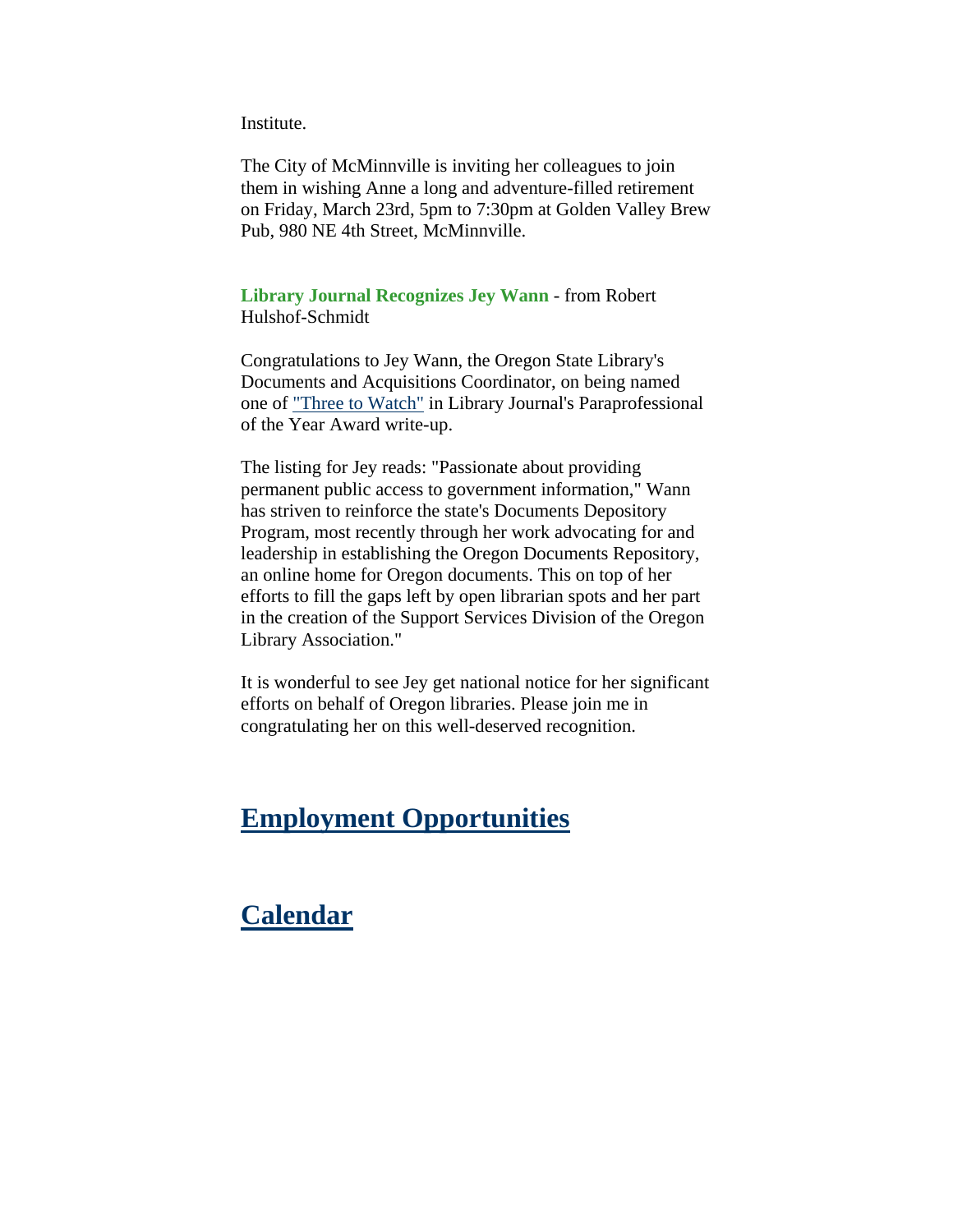Institute.

The City of McMinnville is inviting her colleagues to join them in wishing Anne a long and adventure-filled retirement on Friday, March 23rd, 5pm to 7:30pm at Golden Valley Brew Pub, 980 NE 4th Street, McMinnville.

**Library Journal Recognizes Jey Wann** - from Robert Hulshof-Schmidt

Congratulations to Jey Wann, the Oregon State Library's Documents and Acquisitions Coordinator, on being named one of "Three to Watch" in Library Journal's Paraprofessional of the Year Award write-up.

The listing for Jey reads: "Passionate about providing permanent public access to government information," Wann has striven to reinforce the state's Documents Depository Program, most recently through her work advocating for and leadership in establishing the Oregon Documents Repository, an online home for Oregon documents. This on top of her efforts to fill the gaps left by open librarian spots and her part in the creation of the Support Services Division of the Oregon Library Association."

It is wonderful to see Jey get national notice for her significant efforts on behalf of Oregon libraries. Please join me in congratulating her on this well-deserved recognition.

## Employment Opportunities

## Calendar